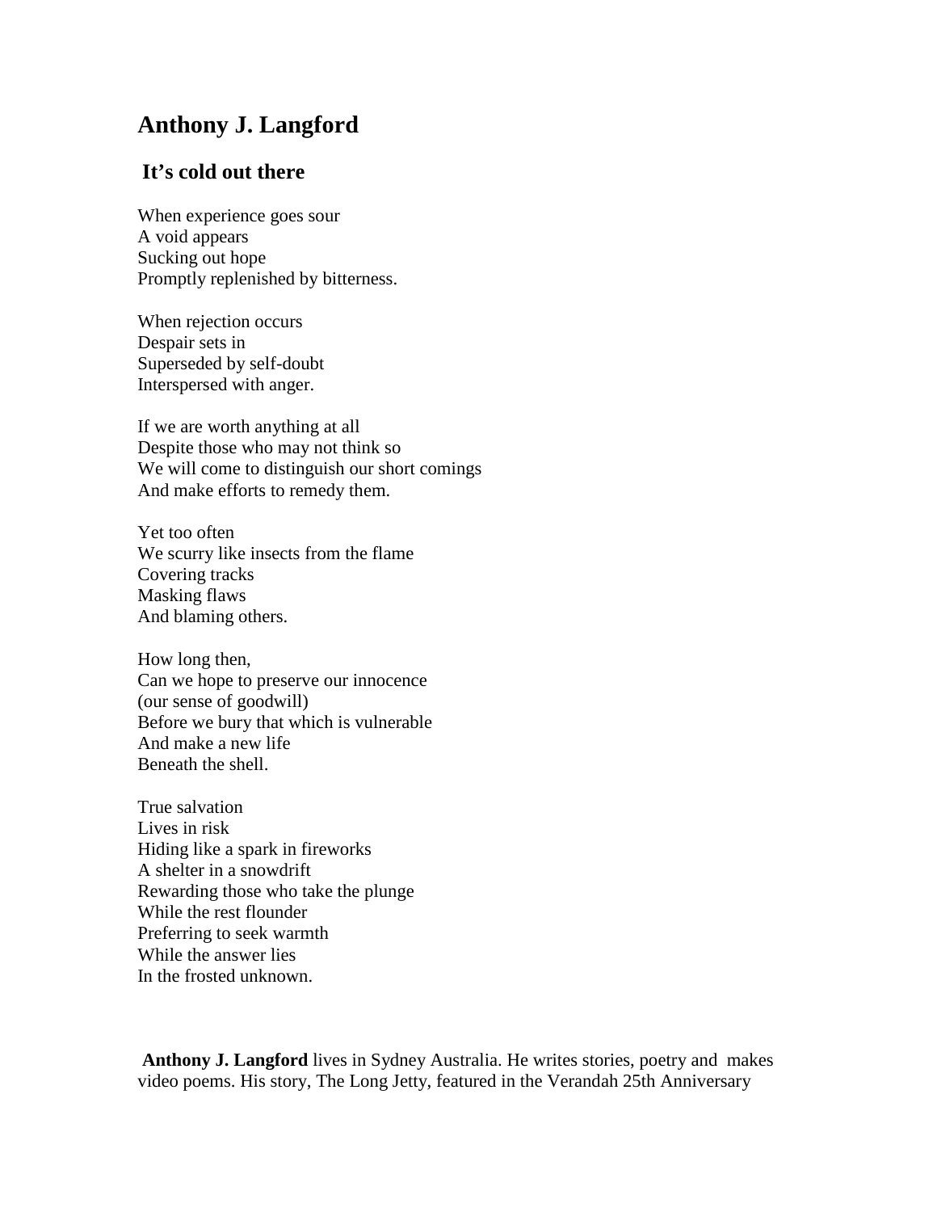# Anthony J. Langford

## It's cold out there

When experience goes sour
A void appears
Sucking out hope
Promptly replenished by bitterness.

When rejection occurs
Despair sets in
Superseded by self-doubt
Interspersed with anger.

If we are worth anything at all
Despite those who may not think so
We will come to distinguish our short comings
And make efforts to remedy them.

Yet too often
We scurry like insects from the flame
Covering tracks
Masking flaws
And blaming others.

How long then,
Can we hope to preserve our innocence
(our sense of goodwill)
Before we bury that which is vulnerable
And make a new life
Beneath the shell.

True salvation
Lives in risk
Hiding like a spark in fireworks
A shelter in a snowdrift
Rewarding those who take the plunge
While the rest flounder
Preferring to seek warmth
While the answer lies
In the frosted unknown.

**Anthony J. Langford** lives in Sydney Australia. He writes stories, poetry and makes video poems. His story, The Long Jetty, featured in the Verandah 25th Anniversary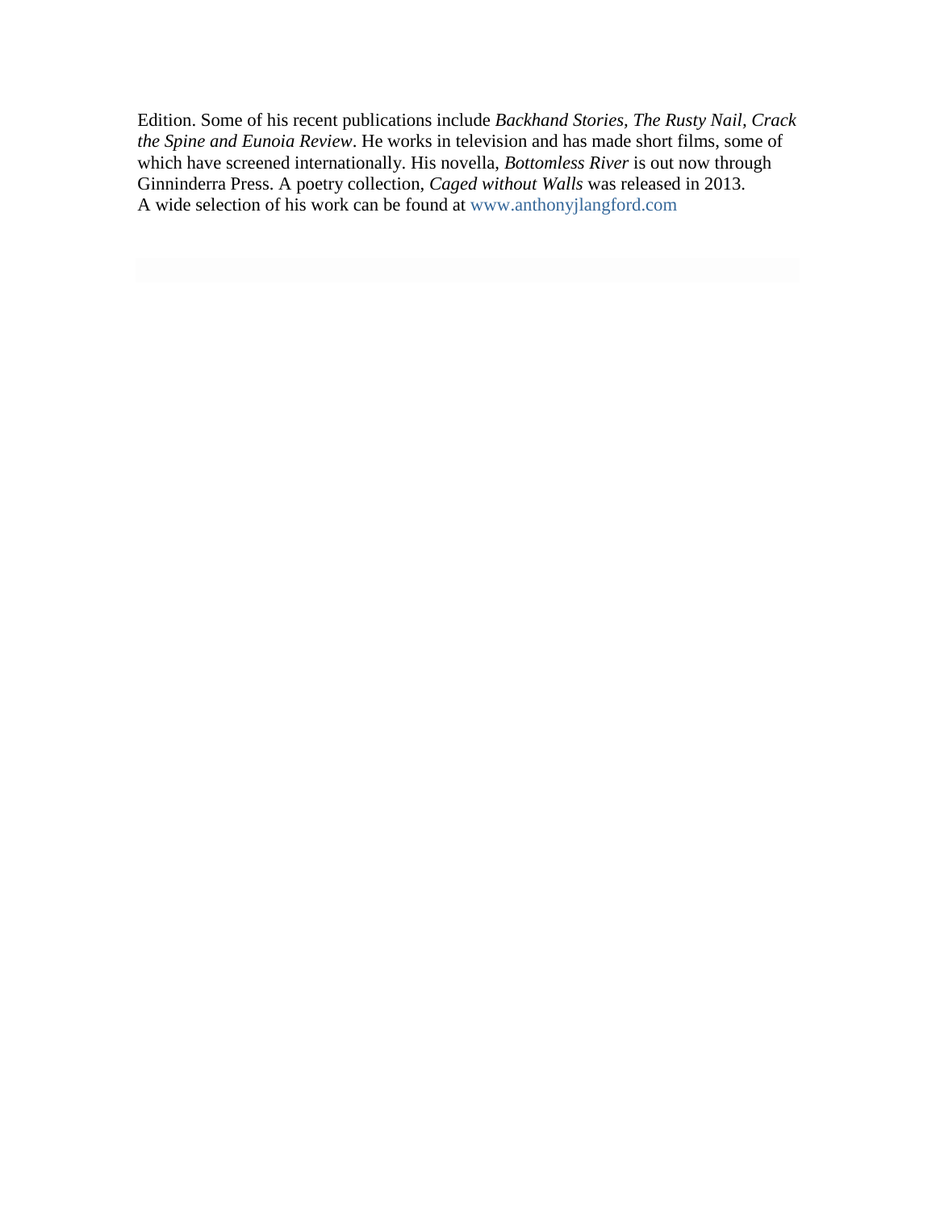Edition. Some of his recent publications include *Backhand Stories, The Rusty Nail*, *Crack the Spine and Eunoia Review*. He works in television and has made short films, some of which have screened internationally. His novella, *Bottomless River* is out now through Ginninderra Press. A poetry collection, *Caged without Walls* was released in 2013.
A wide selection of his work can be found at www.anthonyjlangford.com